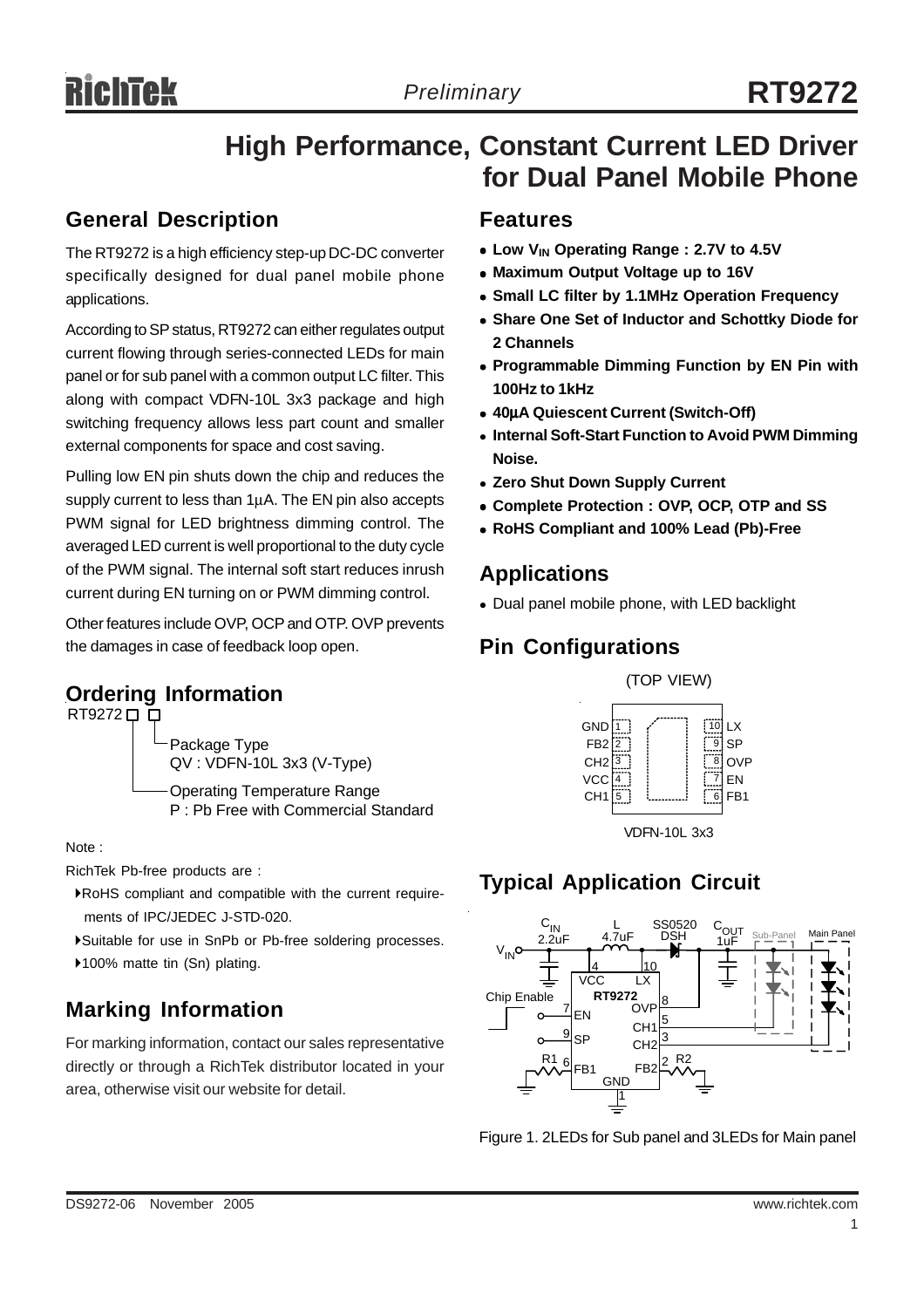# High Performance, Constant Current LED Driver for Dual Panel Mobile Phone

## General Description

The RT9272 is a high efficiency step-up DC-DC converter specifically designed for dual panel mobile phone applications.

According to SP status, RT9272 can either regulates output current flowing through series-connected LEDs for main panel or for sub panel with a common output LC filter. This along with compact VDFN-10L 3x3 package and high switching frequency allows less part count and smaller external components for space and cost saving.

Pulling low EN pin shuts down the chip and reduces the supply current to less than 1μA. The EN pin also accepts PWM signal for LED brightness dimming control. The averaged LED current is well proportional to the duty cycle of the PWM signal. The internal soft start reduces inrush current during EN turning on or PWM dimming control.

Other features include OVP, OCP and OTP. OVP prevents the damages in case of feedback loop open.

## Ordering Information

RT9272 □ □

- Package Type
  QV : VDFN-10L 3x3 (V-Type)
- Operating Temperature Range
  P : Pb Free with Commercial Standard

Note :

RichTek Pb-free products are :

- RoHS compliant and compatible with the current requirements of IPC/JEDEC J-STD-020.
- Suitable for use in SnPb or Pb-free soldering processes.
- 100% matte tin (Sn) plating.

## Marking Information

For marking information, contact our sales representative directly or through a RichTek distributor located in your area, otherwise visit our website for detail.

## Features

- **Low $V_{IN}$ Operating Range : 2.7V to 4.5V**
- **Maximum Output Voltage up to 16V**
- **Small LC filter by 1.1MHz Operation Frequency**
- **Share One Set of Inductor and Schottky Diode for 2 Channels**
- **Programmable Dimming Function by EN Pin with 100Hz to 1kHz**
- **40μA Quiescent Current (Switch-Off)**
- **Internal Soft-Start Function to Avoid PWM Dimming Noise.**
- **Zero Shut Down Supply Current**
- **Complete Protection : OVP, OCP, OTP and SS**
- **RoHS Compliant and 100% Lead (Pb)-Free**

## Applications

- Dual panel mobile phone, with LED backlight

## Pin Configurations

(TOP VIEW)

| Pin | Name | Pin | Name |
|---|---|---|---|
| 1 | GND | 10 | LX |
| 2 | FB2 | 9 | SP |
| 3 | CH2 | 8 | OVP |
| 4 | VCC | 7 | EN |
| 5 | CH1 | 6 | FB1 |

VDFN-10L 3x3

## Typical Application Circuit

Figure 1. 2LEDs for Sub panel and 3LEDs for Main panel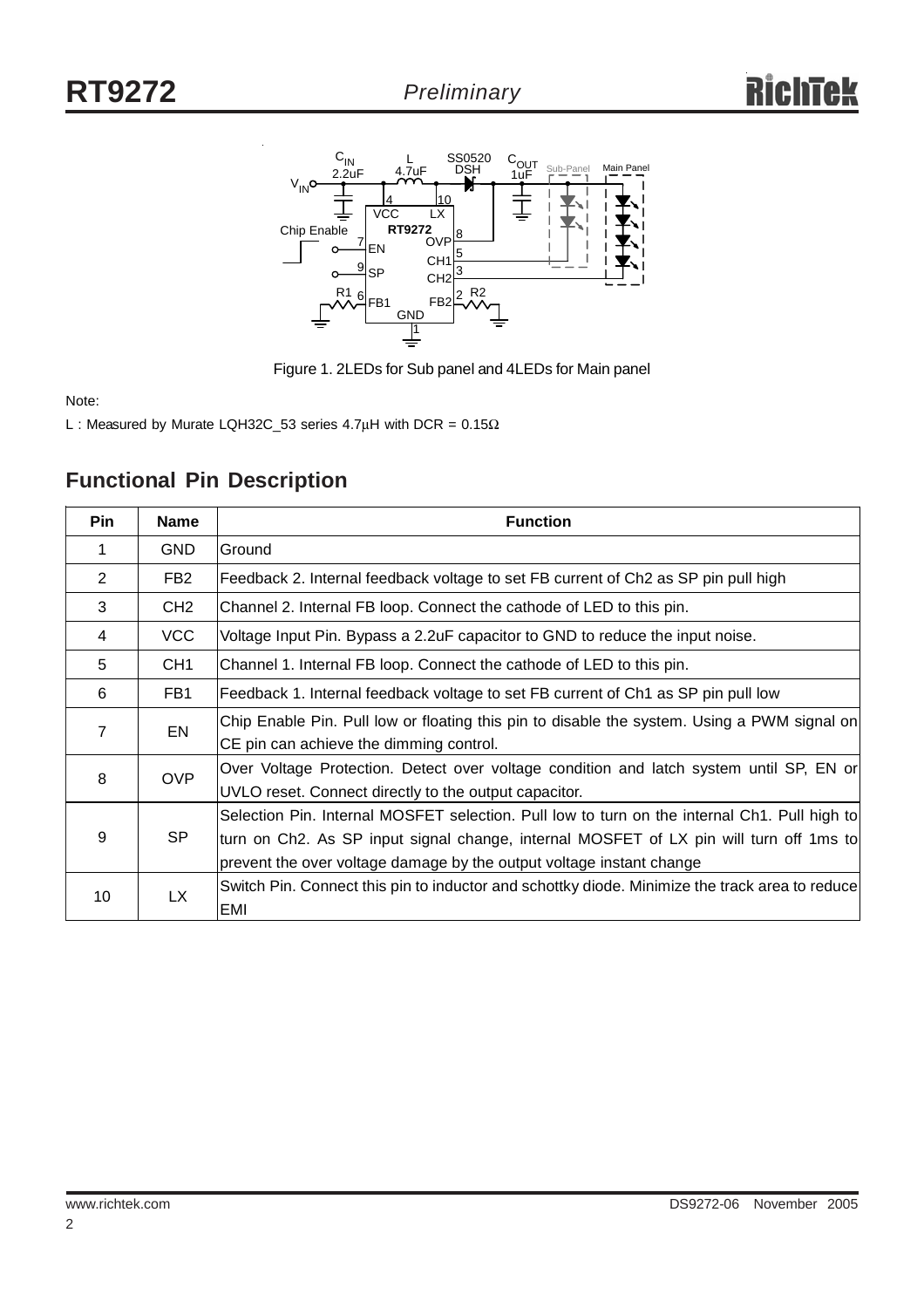Figure 1. 2LEDs for Sub panel and 4LEDs for Main panel

Note:

L : Measured by Murate LQH32C_53 series 4.7μH with DCR = 0.15Ω

## Functional Pin Description

| Pin | Name | Function |
|---|---|---|
| 1 | GND | Ground |
| 2 | FB2 | Feedback 2. Internal feedback voltage to set FB current of Ch2 as SP pin pull high |
| 3 | CH2 | Channel 2. Internal FB loop. Connect the cathode of LED to this pin. |
| 4 | VCC | Voltage Input Pin. Bypass a 2.2uF capacitor to GND to reduce the input noise. |
| 5 | CH1 | Channel 1. Internal FB loop. Connect the cathode of LED to this pin. |
| 6 | FB1 | Feedback 1. Internal feedback voltage to set FB current of Ch1 as SP pin pull low |
| 7 | EN | Chip Enable Pin. Pull low or floating this pin to disable the system. Using a PWM signal on CE pin can achieve the dimming control. |
| 8 | OVP | Over Voltage Protection. Detect over voltage condition and latch system until SP, EN or UVLO reset. Connect directly to the output capacitor. |
| 9 | SP | Selection Pin. Internal MOSFET selection. Pull low to turn on the internal Ch1. Pull high to turn on Ch2. As SP input signal change, internal MOSFET of LX pin will turn off 1ms to prevent the over voltage damage by the output voltage instant change |
| 10 | LX | Switch Pin. Connect this pin to inductor and schottky diode. Minimize the track area to reduce EMI |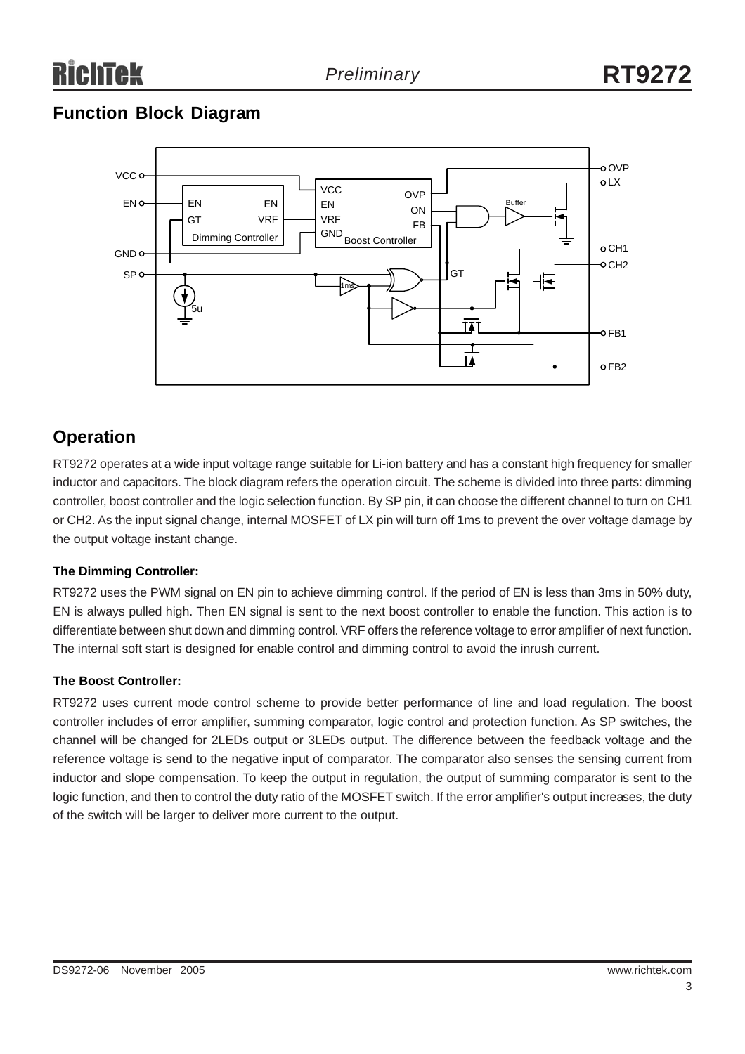## Function Block Diagram

## Operation

RT9272 operates at a wide input voltage range suitable for Li-ion battery and has a constant high frequency for smaller inductor and capacitors. The block diagram refers the operation circuit. The scheme is divided into three parts: dimming controller, boost controller and the logic selection function. By SP pin, it can choose the different channel to turn on CH1 or CH2. As the input signal change, internal MOSFET of LX pin will turn off 1ms to prevent the over voltage damage by the output voltage instant change.

**The Dimming Controller:**

RT9272 uses the PWM signal on EN pin to achieve dimming control. If the period of EN is less than 3ms in 50% duty, EN is always pulled high. Then EN signal is sent to the next boost controller to enable the function. This action is to differentiate between shut down and dimming control. VRF offers the reference voltage to error amplifier of next function. The internal soft start is designed for enable control and dimming control to avoid the inrush current.

**The Boost Controller:**

RT9272 uses current mode control scheme to provide better performance of line and load regulation. The boost controller includes of error amplifier, summing comparator, logic control and protection function. As SP switches, the channel will be changed for 2LEDs output or 3LEDs output. The difference between the feedback voltage and the reference voltage is send to the negative input of comparator. The comparator also senses the sensing current from inductor and slope compensation. To keep the output in regulation, the output of summing comparator is sent to the logic function, and then to control the duty ratio of the MOSFET switch. If the error amplifier's output increases, the duty of the switch will be larger to deliver more current to the output.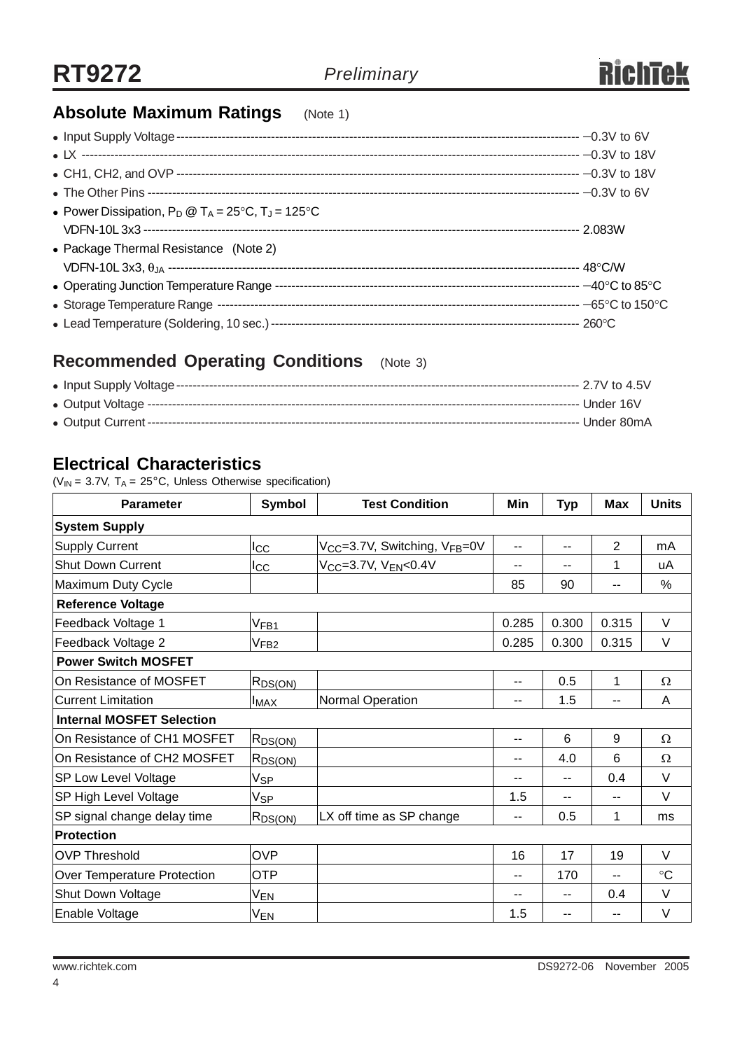## Absolute Maximum Ratings (Note 1)

- Input Supply Voltage ------------------------------------------------------------------------------------ −0.3V to 6V
- LX ------------------------------------------------------------------------------------------------------------ −0.3V to 18V
- CH1, CH2, and OVP --------------------------------------------------------------------------------------- −0.3V to 18V
- The Other Pins --------------------------------------------------------------------------------------------- −0.3V to 6V
- Power Dissipation, $P_D$ @ $T_A$ = 25°C, $T_J$ = 125°C
  VDFN-10L 3x3 ----------------------------------------------------------------------------------------------- 2.083W
- Package Thermal Resistance (Note 2)
  VDFN-10L 3x3, $\theta_{JA}$ -------------------------------------------------------------------------------------- 48°C/W
- Operating Junction Temperature Range --------------------------------------------------------------- −40°C to 85°C
- Storage Temperature Range ----------------------------------------------------------------------------- −65°C to 150°C
- Lead Temperature (Soldering, 10 sec.) ----------------------------------------------------------------- 260°C

## Recommended Operating Conditions (Note 3)

- Input Supply Voltage ------------------------------------------------------------------------------------ 2.7V to 4.5V
- Output Voltage --------------------------------------------------------------------------------------------- Under 16V
- Output Current --------------------------------------------------------------------------------------------- Under 80mA

## Electrical Characteristics

($V_{IN}$ = 3.7V, $T_A$ = 25°C, Unless Otherwise specification)

| Parameter | Symbol | Test Condition | Min | Typ | Max | Units |
|---|---|---|---|---|---|---|
| **System Supply** | | | | | | |
| Supply Current | $I_{CC}$ | $V_{CC}$=3.7V, Switching, $V_{FB}$=0V | -- | -- | 2 | mA |
| Shut Down Current | $I_{CC}$ | $V_{CC}$=3.7V, $V_{EN}$<0.4V | -- | -- | 1 | uA |
| Maximum Duty Cycle | | | 85 | 90 | -- | % |
| **Reference Voltage** | | | | | | |
| Feedback Voltage 1 | $V_{FB1}$ | | 0.285 | 0.300 | 0.315 | V |
| Feedback Voltage 2 | $V_{FB2}$ | | 0.285 | 0.300 | 0.315 | V |
| **Power Switch MOSFET** | | | | | | |
| On Resistance of MOSFET | $R_{DS(ON)}$ | | -- | 0.5 | 1 | Ω |
| Current Limitation | $I_{MAX}$ | Normal Operation | -- | 1.5 | -- | A |
| **Internal MOSFET Selection** | | | | | | |
| On Resistance of CH1 MOSFET | $R_{DS(ON)}$ | | -- | 6 | 9 | Ω |
| On Resistance of CH2 MOSFET | $R_{DS(ON)}$ | | -- | 4.0 | 6 | Ω |
| SP Low Level Voltage | $V_{SP}$ | | -- | -- | 0.4 | V |
| SP High Level Voltage | $V_{SP}$ | | 1.5 | -- | -- | V |
| SP signal change delay time | $R_{DS(ON)}$ | LX off time as SP change | -- | 0.5 | 1 | ms |
| **Protection** | | | | | | |
| OVP Threshold | OVP | | 16 | 17 | 19 | V |
| Over Temperature Protection | OTP | | -- | 170 | -- | °C |
| Shut Down Voltage | $V_{EN}$ | | -- | -- | 0.4 | V |
| Enable Voltage | $V_{EN}$ | | 1.5 | -- | -- | V |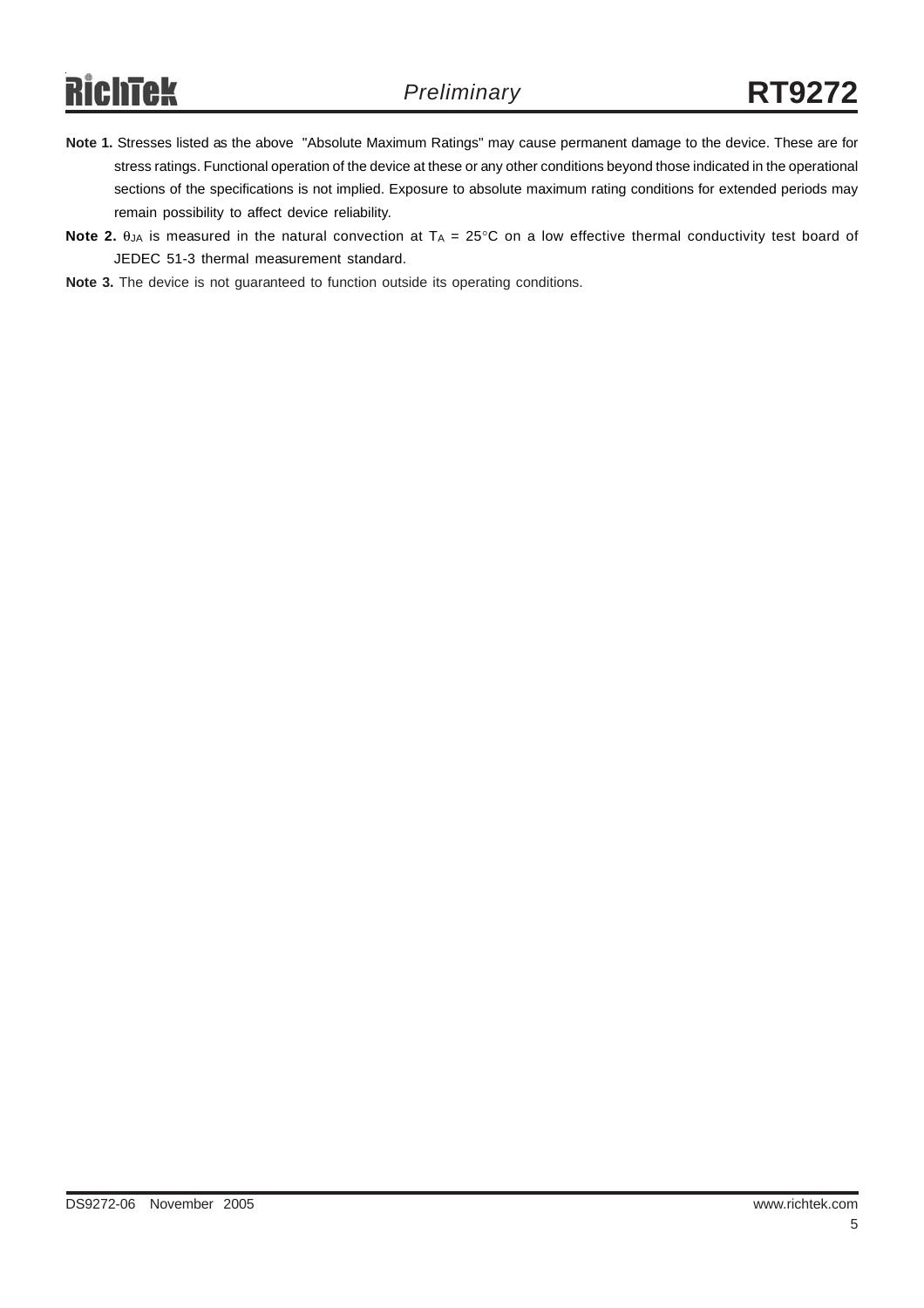**Note 1.** Stresses listed as the above "Absolute Maximum Ratings" may cause permanent damage to the device. These are for stress ratings. Functional operation of the device at these or any other conditions beyond those indicated in the operational sections of the specifications is not implied. Exposure to absolute maximum rating conditions for extended periods may remain possibility to affect device reliability.

**Note 2.** $\theta_{JA}$ is measured in the natural convection at $T_A$ = 25°C on a low effective thermal conductivity test board of JEDEC 51-3 thermal measurement standard.

**Note 3.** The device is not guaranteed to function outside its operating conditions.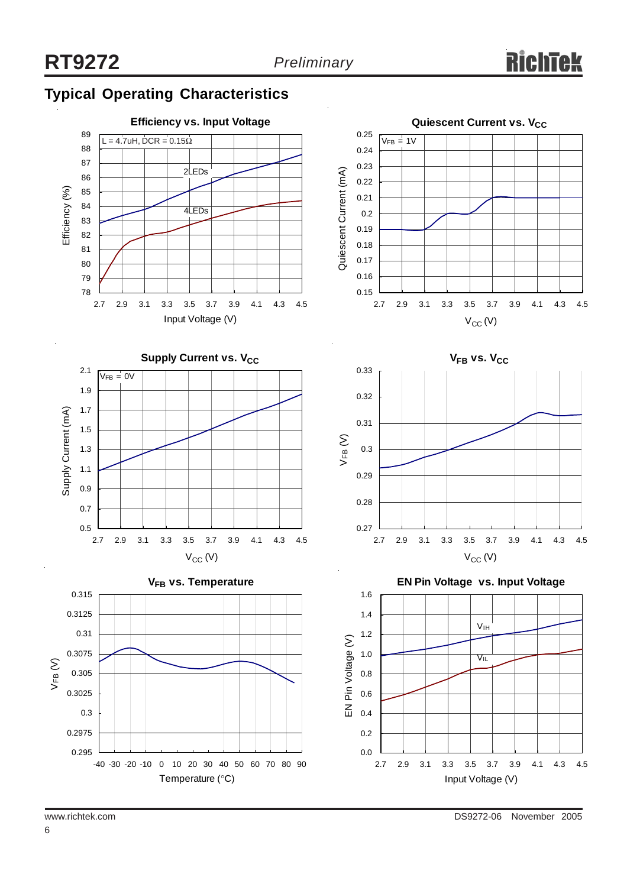## Typical Operating Characteristics

**Efficiency vs. Input Voltage**

L = 4.7uH, DCR = 0.15Ω

Efficiency (%) vs. Input Voltage (V): curves for 2LEDs and 4LEDs

**Quiescent Current vs. $V_{CC}$**

$V_{FB}$ = 1V

Quiescent Current (mA) vs. $V_{CC}$ (V)

**Supply Current vs. $V_{CC}$**

$V_{FB}$ = 0V

Supply Current (mA) vs. $V_{CC}$ (V)

**$V_{FB}$ vs. $V_{CC}$**

$V_{FB}$ (V) vs. $V_{CC}$ (V)

**$V_{FB}$ vs. Temperature**

$V_{FB}$ (V) vs. Temperature (°C)

**EN Pin Voltage vs. Input Voltage**

EN Pin Voltage (V) vs. Input Voltage (V): curves for $V_{IH}$ and $V_{IL}$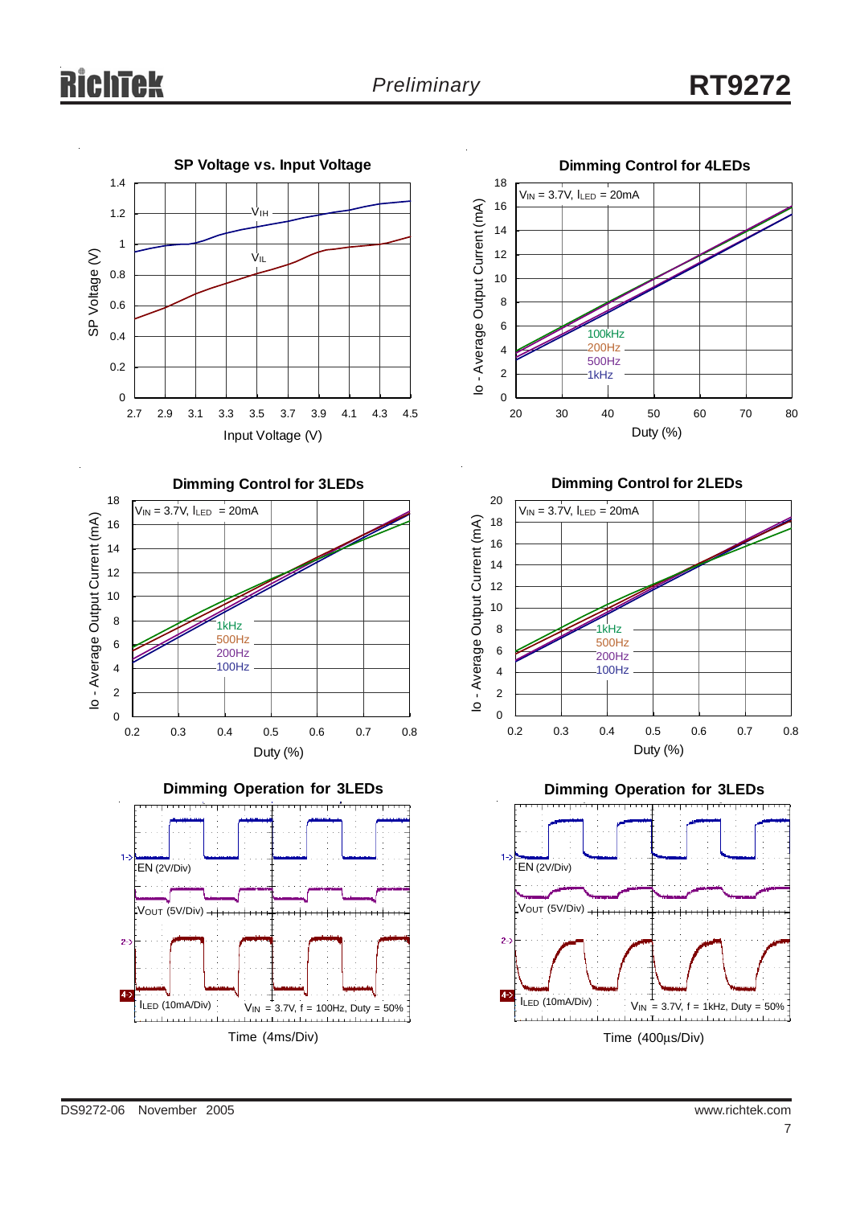**SP Voltage vs. Input Voltage**

$V_{IH}$, $V_{IL}$

SP Voltage (V) vs. Input Voltage (V)

**Dimming Control for 4LEDs**

$V_{IN}$ = 3.7V, $I_{LED}$ = 20mA

100kHz, 200Hz, 500Hz, 1kHz

Io - Average Output Current (mA) vs. Duty (%)

**Dimming Control for 3LEDs**

$V_{IN}$ = 3.7V, $I_{LED}$ = 20mA

1kHz, 500Hz, 200Hz, 100Hz

Io - Average Output Current (mA) vs. Duty (%)

**Dimming Control for 2LEDs**

$V_{IN}$ = 3.7V, $I_{LED}$ = 20mA

1kHz, 500Hz, 200Hz, 100Hz

Io - Average Output Current (mA) vs. Duty (%)

**Dimming Operation for 3LEDs**

EN (2V/Div)

$V_{OUT}$ (5V/Div)

$I_{LED}$ (10mA/Div)

$V_{IN}$ = 3.7V, f = 100Hz, Duty = 50%

Time (4ms/Div)

**Dimming Operation for 3LEDs**

EN (2V/Div)

$V_{OUT}$ (5V/Div)

$I_{LED}$ (10mA/Div)

$V_{IN}$ = 3.7V, f = 1kHz, Duty = 50%

Time (400μs/Div)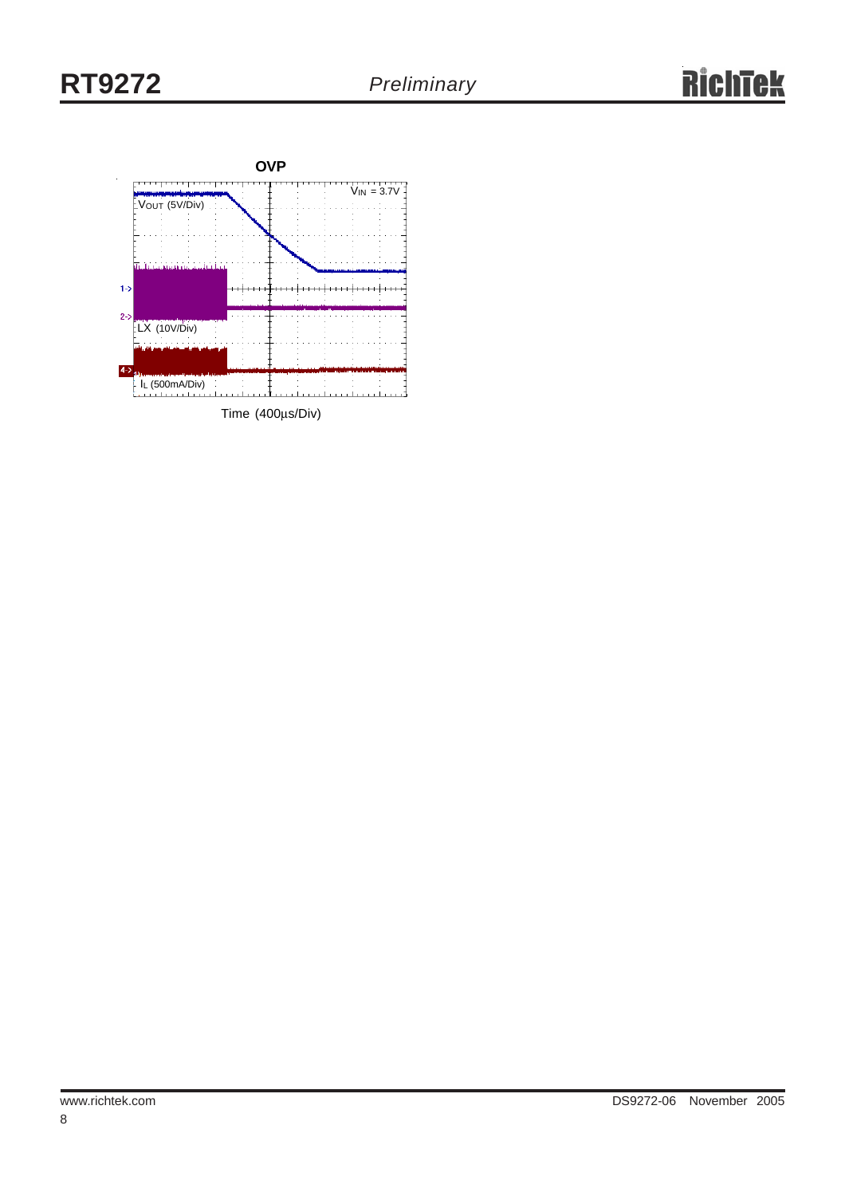**OVP**

$V_{IN}$ = 3.7V

$V_{OUT}$ (5V/Div)

LX (10V/Div)

$I_L$ (500mA/Div)

Time (400μs/Div)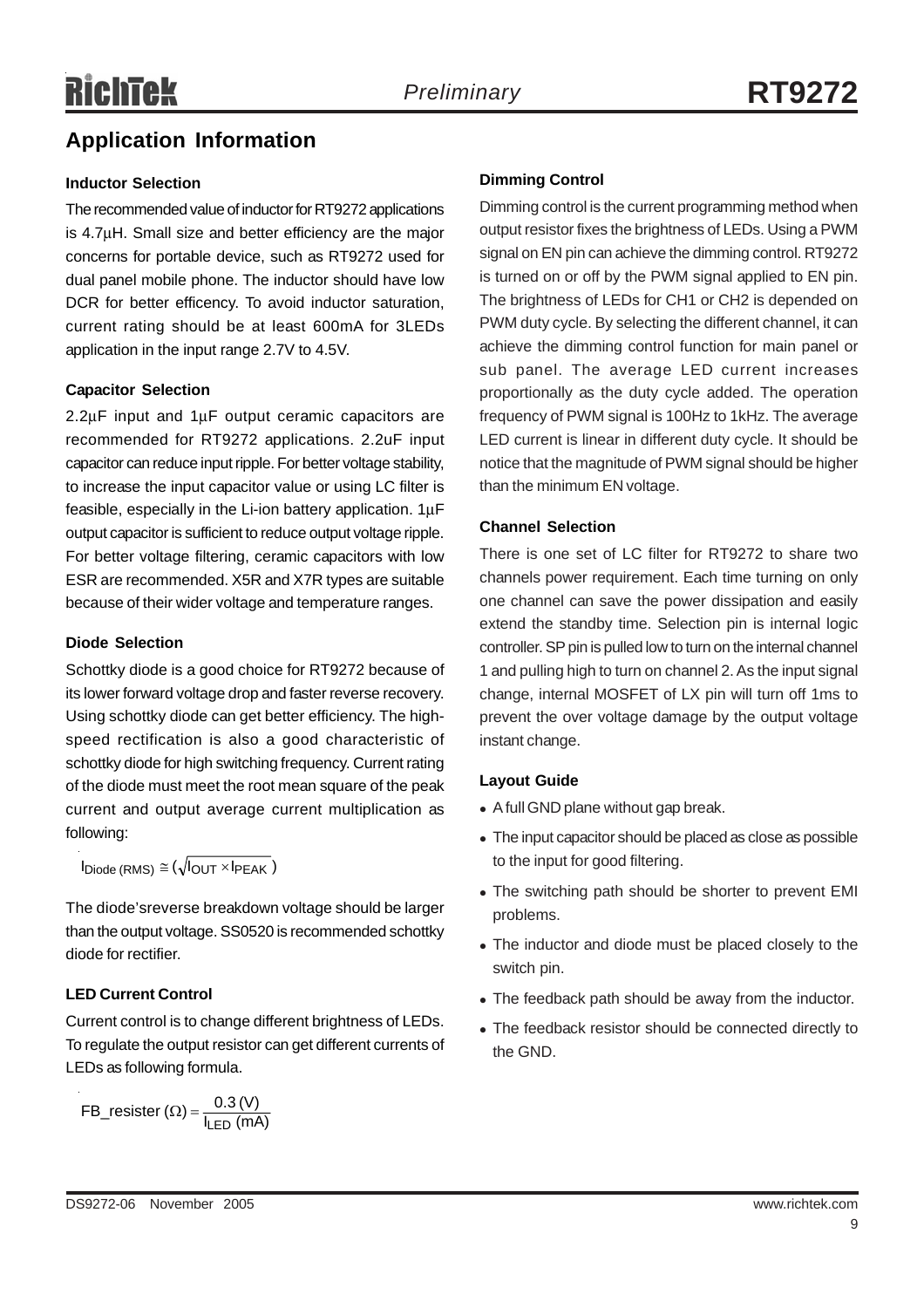## Application Information

### Inductor Selection

The recommended value of inductor for RT9272 applications is 4.7μH. Small size and better efficiency are the major concerns for portable device, such as RT9272 used for dual panel mobile phone. The inductor should have low DCR for better efficency. To avoid inductor saturation, current rating should be at least 600mA for 3LEDs application in the input range 2.7V to 4.5V.

### Capacitor Selection

2.2μF input and 1μF output ceramic capacitors are recommended for RT9272 applications. 2.2uF input capacitor can reduce input ripple. For better voltage stability, to increase the input capacitor value or using LC filter is feasible, especially in the Li-ion battery application. 1μF output capacitor is sufficient to reduce output voltage ripple. For better voltage filtering, ceramic capacitors with low ESR are recommended. X5R and X7R types are suitable because of their wider voltage and temperature ranges.

### Diode Selection

Schottky diode is a good choice for RT9272 because of its lower forward voltage drop and faster reverse recovery. Using schottky diode can get better efficiency. The high-speed rectification is also a good characteristic of schottky diode for high switching frequency. Current rating of the diode must meet the root mean square of the peak current and output average current multiplication as following:

$$I_{Diode\,(RMS)} \cong \left(\sqrt{I_{OUT} \times I_{PEAK}}\right)$$

The diode'sreverse breakdown voltage should be larger than the output voltage. SS0520 is recommended schottky diode for rectifier.

### LED Current Control

Current control is to change different brightness of LEDs. To regulate the output resistor can get different currents of LEDs as following formula.

$$\text{FB\_resister}\,(\Omega) = \frac{0.3\,(V)}{I_{LED}\,(mA)}$$

### Dimming Control

Dimming control is the current programming method when output resistor fixes the brightness of LEDs. Using a PWM signal on EN pin can achieve the dimming control. RT9272 is turned on or off by the PWM signal applied to EN pin. The brightness of LEDs for CH1 or CH2 is depended on PWM duty cycle. By selecting the different channel, it can achieve the dimming control function for main panel or sub panel. The average LED current increases proportionally as the duty cycle added. The operation frequency of PWM signal is 100Hz to 1kHz. The average LED current is linear in different duty cycle. It should be notice that the magnitude of PWM signal should be higher than the minimum EN voltage.

### Channel Selection

There is one set of LC filter for RT9272 to share two channels power requirement. Each time turning on only one channel can save the power dissipation and easily extend the standby time. Selection pin is internal logic controller. SP pin is pulled low to turn on the internal channel 1 and pulling high to turn on channel 2. As the input signal change, internal MOSFET of LX pin will turn off 1ms to prevent the over voltage damage by the output voltage instant change.

### Layout Guide

- A full GND plane without gap break.
- The input capacitor should be placed as close as possible to the input for good filtering.
- The switching path should be shorter to prevent EMI problems.
- The inductor and diode must be placed closely to the switch pin.
- The feedback path should be away from the inductor.
- The feedback resistor should be connected directly to the GND.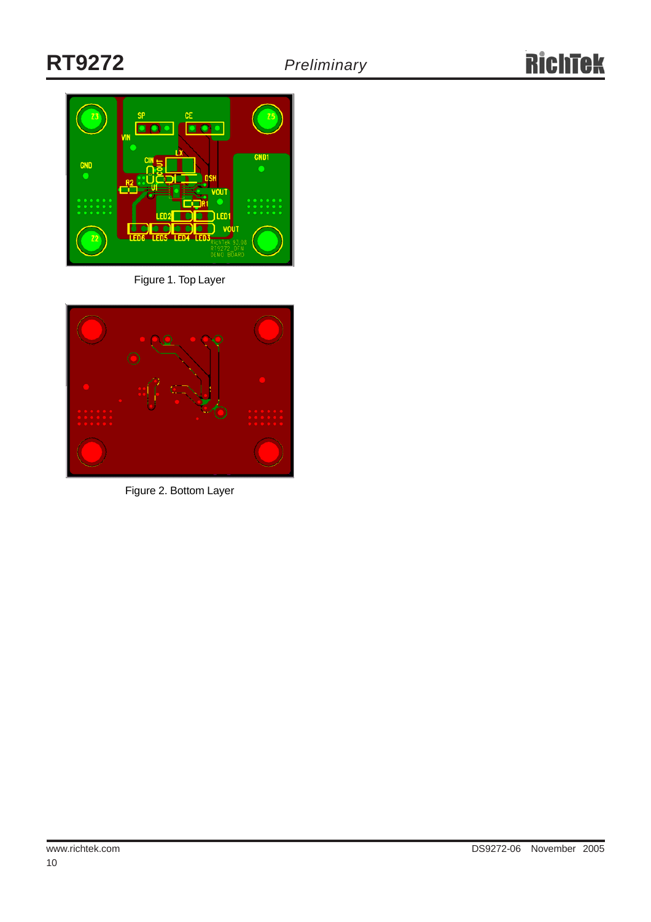Figure 1. Top Layer

Figure 2. Bottom Layer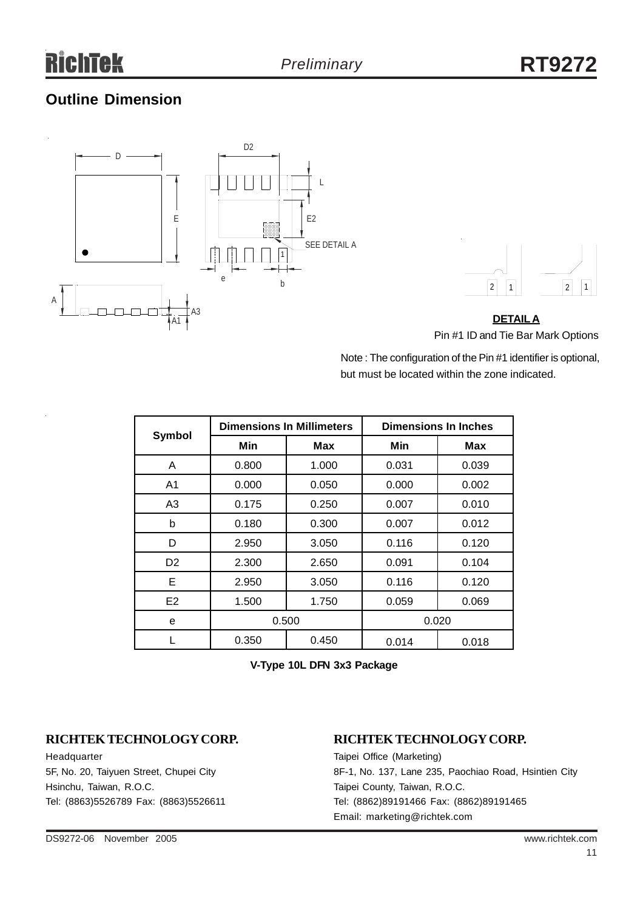## Outline Dimension

D

D2

L

E

E2

SEE DETAIL A

1

e

b

A

A3

A1

2 1

2 1

**DETAIL A**

Pin #1 ID and Tie Bar Mark Options

Note : The configuration of the Pin #1 identifier is optional, but must be located within the zone indicated.

| Symbol | Dimensions In Millimeters | | Dimensions In Inches | |
|---|---|---|---|---|
| | Min | Max | Min | Max |
| A | 0.800 | 1.000 | 0.031 | 0.039 |
| A1 | 0.000 | 0.050 | 0.000 | 0.002 |
| A3 | 0.175 | 0.250 | 0.007 | 0.010 |
| b | 0.180 | 0.300 | 0.007 | 0.012 |
| D | 2.950 | 3.050 | 0.116 | 0.120 |
| D2 | 2.300 | 2.650 | 0.091 | 0.104 |
| E | 2.950 | 3.050 | 0.116 | 0.120 |
| E2 | 1.500 | 1.750 | 0.059 | 0.069 |
| e | 0.500 | | 0.020 | |
| L | 0.350 | 0.450 | 0.014 | 0.018 |

**V-Type 10L DFN 3x3 Package**

**RICHTEK TECHNOLOGY CORP.**

Headquarter

5F, No. 20, Taiyuen Street, Chupei City

Hsinchu, Taiwan, R.O.C.

Tel: (8863)5526789 Fax: (8863)5526611

**RICHTEK TECHNOLOGY CORP.**

Taipei Office (Marketing)

8F-1, No. 137, Lane 235, Paochiao Road, Hsintien City

Taipei County, Taiwan, R.O.C.

Tel: (8862)89191466 Fax: (8862)89191465

Email: marketing@richtek.com